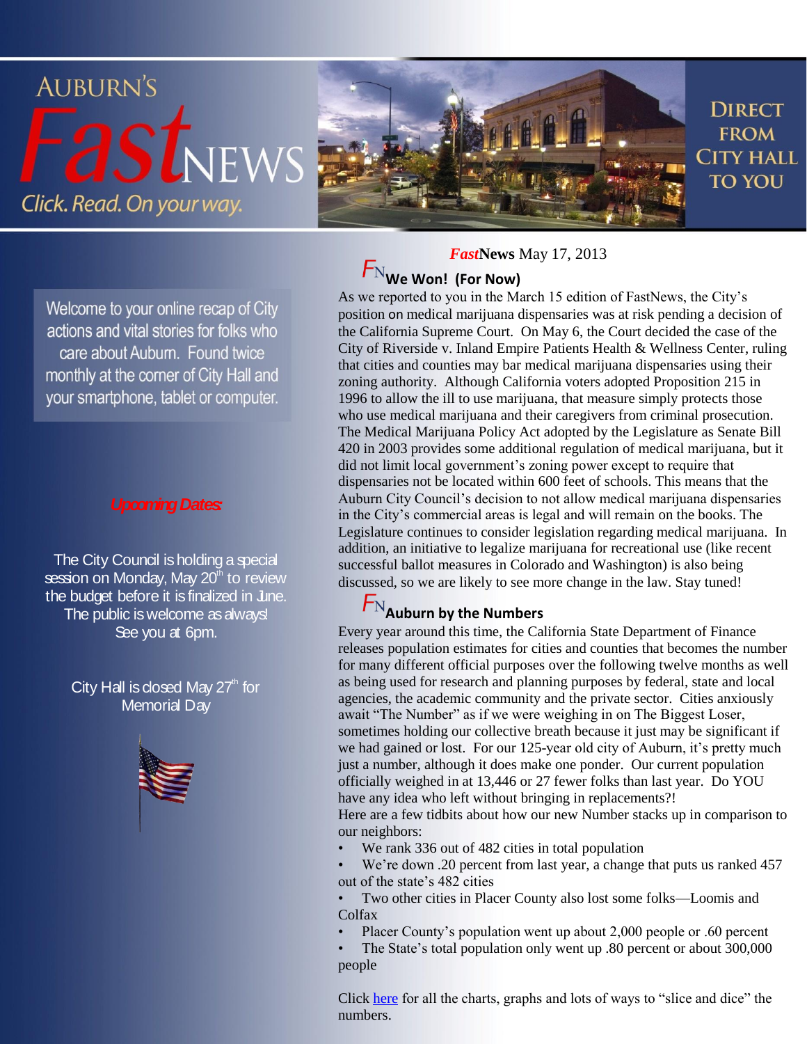# AUBURN'S *Fast*NEWS

Click. Read. On your way.

DIRECT FROM CITY HALL TO YOU

Welcome to your online recap of City actions and vital stories for folks who care about Auburn. Found twice monthly at the corner of City Hall and your smartphone, tablet or computer.

***Upcoming Dates:***

The City Council is holding a special session on Monday, May 20th to review the budget before it is finalized in June. The public is welcome as always! See you at 6pm.

City Hall is closed May 27th for Memorial Day

***Fast*News** May 17, 2013

## FN We Won! (For Now)

As we reported to you in the March 15 edition of FastNews, the City's position on medical marijuana dispensaries was at risk pending a decision of the California Supreme Court. On May 6, the Court decided the case of the City of Riverside v. Inland Empire Patients Health & Wellness Center, ruling that cities and counties may bar medical marijuana dispensaries using their zoning authority. Although California voters adopted Proposition 215 in 1996 to allow the ill to use marijuana, that measure simply protects those who use medical marijuana and their caregivers from criminal prosecution. The Medical Marijuana Policy Act adopted by the Legislature as Senate Bill 420 in 2003 provides some additional regulation of medical marijuana, but it did not limit local government's zoning power except to require that dispensaries not be located within 600 feet of schools. This means that the Auburn City Council's decision to not allow medical marijuana dispensaries in the City's commercial areas is legal and will remain on the books. The Legislature continues to consider legislation regarding medical marijuana. In addition, an initiative to legalize marijuana for recreational use (like recent successful ballot measures in Colorado and Washington) is also being discussed, so we are likely to see more change in the law. Stay tuned!

## FN Auburn by the Numbers

Every year around this time, the California State Department of Finance releases population estimates for cities and counties that becomes the number for many different official purposes over the following twelve months as well as being used for research and planning purposes by federal, state and local agencies, the academic community and the private sector. Cities anxiously await "The Number" as if we were weighing in on The Biggest Loser, sometimes holding our collective breath because it just may be significant if we had gained or lost. For our 125-year old city of Auburn, it's pretty much just a number, although it does make one ponder. Our current population officially weighed in at 13,446 or 27 fewer folks than last year. Do YOU have any idea who left without bringing in replacements?!

Here are a few tidbits about how our new Number stacks up in comparison to our neighbors:

- We rank 336 out of 482 cities in total population
- We're down .20 percent from last year, a change that puts us ranked 457 out of the state's 482 cities
- Two other cities in Placer County also lost some folks—Loomis and Colfax
- Placer County's population went up about 2,000 people or .60 percent
- The State's total population only went up .80 percent or about 300,000 people

Click here for all the charts, graphs and lots of ways to "slice and dice" the numbers.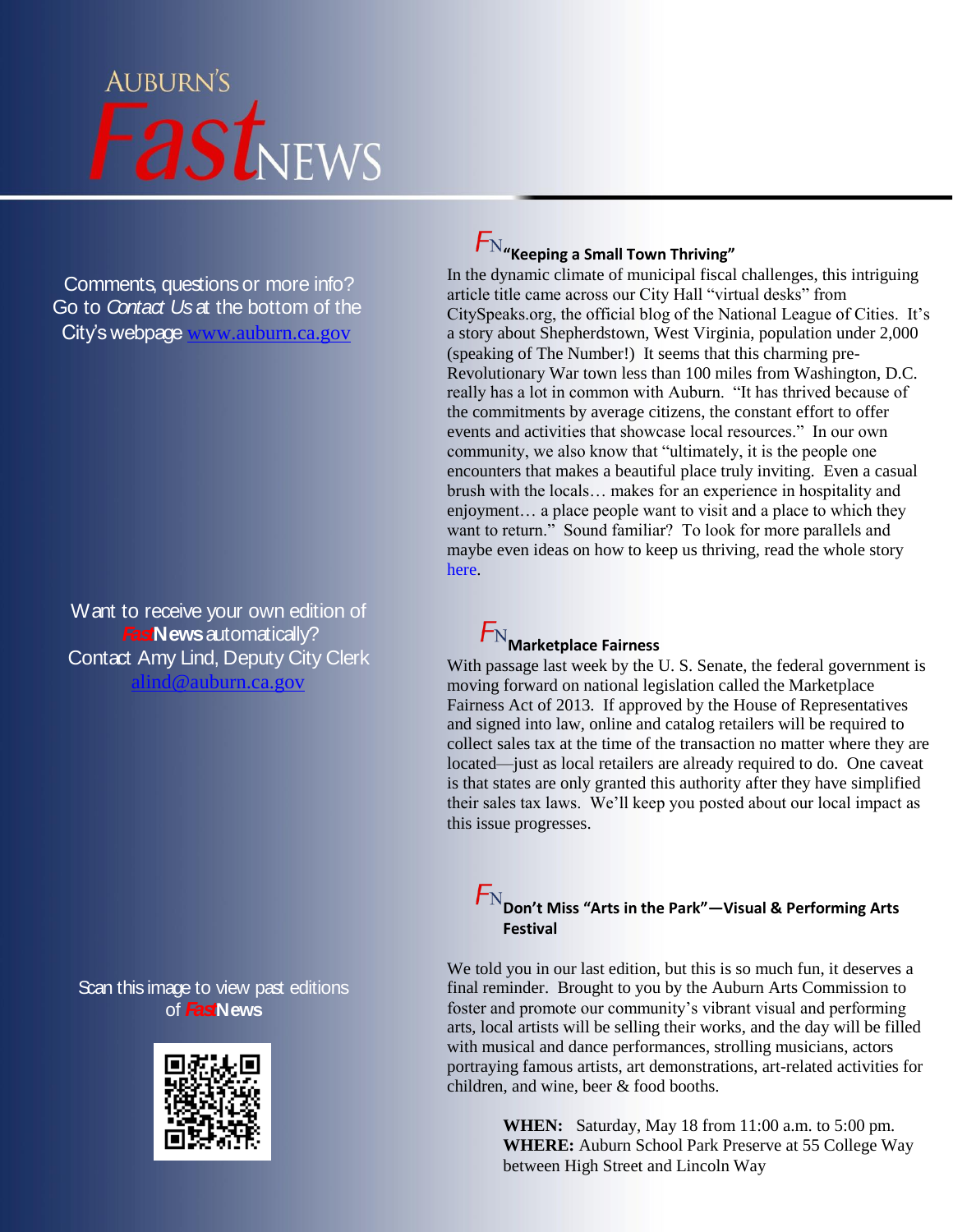# AUBURN'S *Fast* NEWS

Comments, questions or more info? Go to *Contact Us* at the bottom of the City's webpage [www.auburn.ca.gov](http://www.auburn.ca.gov)

Want to receive your own edition of ***Fast*** **News** automatically? Contact Amy Lind, Deputy City Clerk [alind@auburn.ca.gov](mailto:alind@auburn.ca.gov)

Scan this image to view past editions of ***Fast*** **News**

### FN "Keeping a Small Town Thriving"

In the dynamic climate of municipal fiscal challenges, this intriguing article title came across our City Hall "virtual desks" from CitySpeaks.org, the official blog of the National League of Cities. It's a story about Shepherdstown, West Virginia, population under 2,000 (speaking of The Number!) It seems that this charming pre-Revolutionary War town less than 100 miles from Washington, D.C. really has a lot in common with Auburn. "It has thrived because of the commitments by average citizens, the constant effort to offer events and activities that showcase local resources." In our own community, we also know that "ultimately, it is the people one encounters that makes a beautiful place truly inviting. Even a casual brush with the locals… makes for an experience in hospitality and enjoyment… a place people want to visit and a place to which they want to return." Sound familiar? To look for more parallels and maybe even ideas on how to keep us thriving, read the whole story here.

### FN Marketplace Fairness

With passage last week by the U. S. Senate, the federal government is moving forward on national legislation called the Marketplace Fairness Act of 2013. If approved by the House of Representatives and signed into law, online and catalog retailers will be required to collect sales tax at the time of the transaction no matter where they are located—just as local retailers are already required to do. One caveat is that states are only granted this authority after they have simplified their sales tax laws. We'll keep you posted about our local impact as this issue progresses.

### FN Don't Miss "Arts in the Park"—Visual & Performing Arts Festival

We told you in our last edition, but this is so much fun, it deserves a final reminder. Brought to you by the Auburn Arts Commission to foster and promote our community's vibrant visual and performing arts, local artists will be selling their works, and the day will be filled with musical and dance performances, strolling musicians, actors portraying famous artists, art demonstrations, art-related activities for children, and wine, beer & food booths.

**WHEN:** Saturday, May 18 from 11:00 a.m. to 5:00 pm.
**WHERE:** Auburn School Park Preserve at 55 College Way between High Street and Lincoln Way